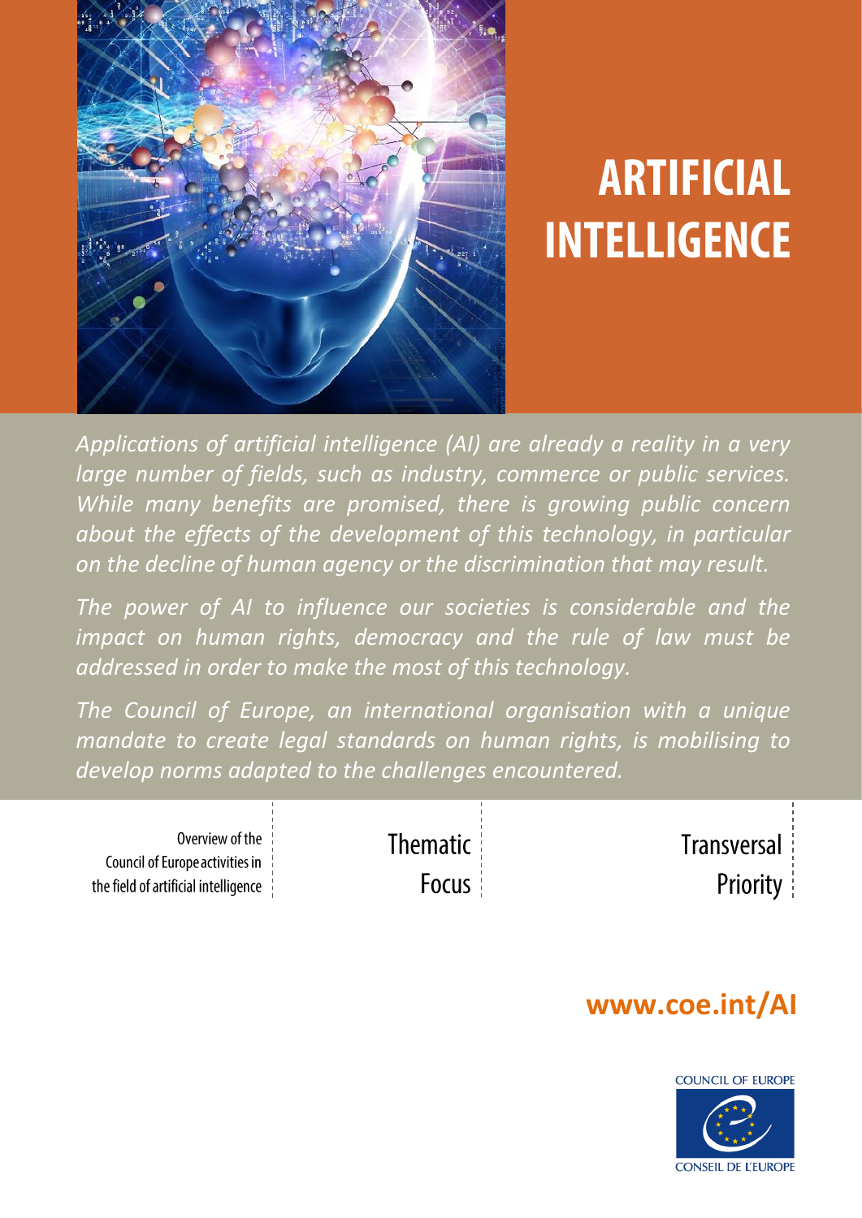# ARTIFICIAL INTELLIGENCE

*Applications of artificial intelligence (AI) are already a reality in a very large number of fields, such as industry, commerce or public services. While many benefits are promised, there is growing public concern about the effects of the development of this technology, in particular on the decline of human agency or the discrimination that may result.*

*The power of AI to influence our societies is considerable and the impact on human rights, democracy and the rule of law must be addressed in order to make the most of this technology.*

*The Council of Europe, an international organisation with a unique mandate to create legal standards on human rights, is mobilising to develop norms adapted to the challenges encountered.*

Overview of the Council of Europe activities in the field of artificial intelligence

Thematic Focus

Transversal Priority

**www.coe.int/AI**

COUNCIL OF EUROPE

CONSEIL DE L'EUROPE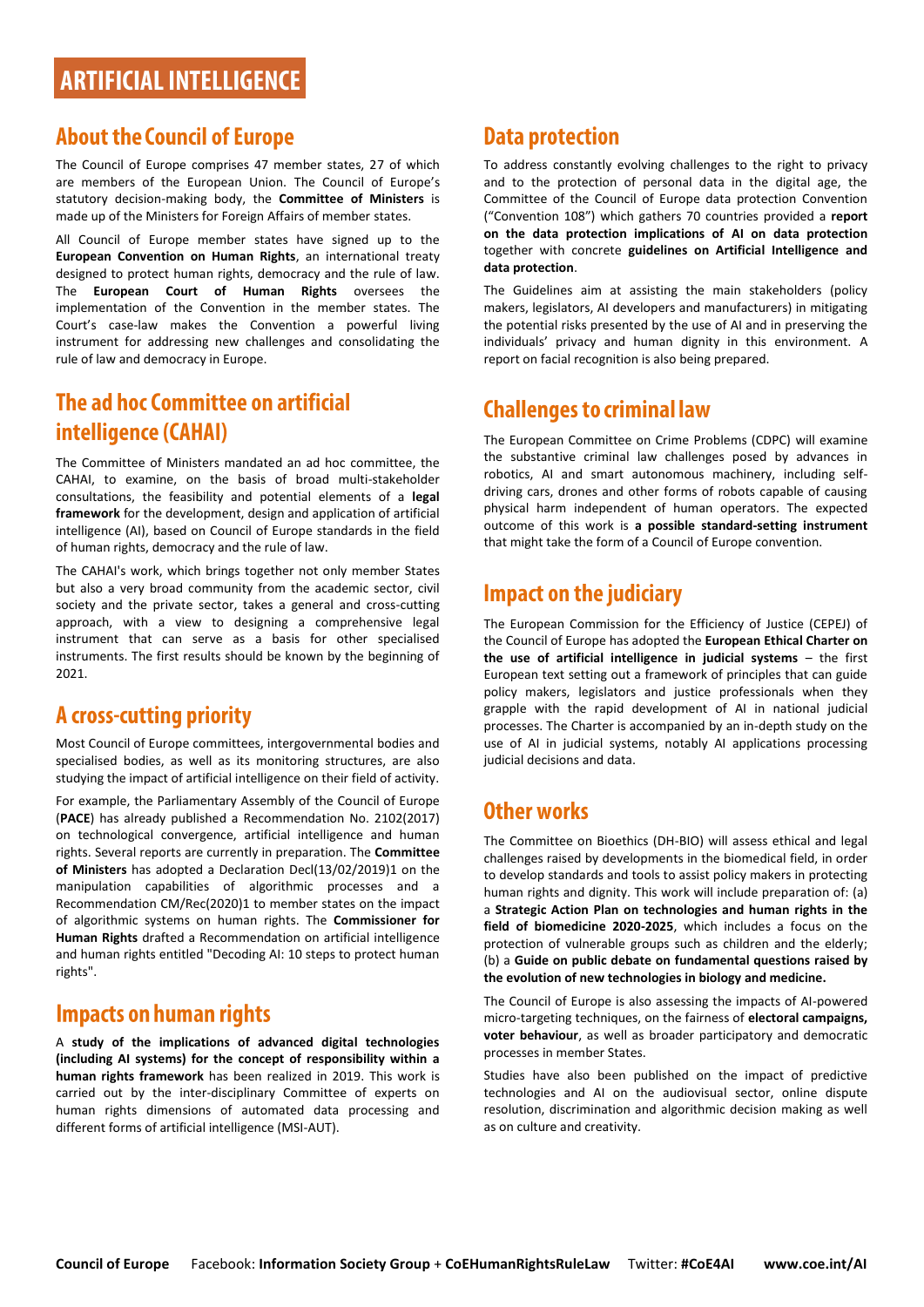# ARTIFICIAL INTELLIGENCE

## About the Council of Europe

The Council of Europe comprises 47 member states, 27 of which are members of the European Union. The Council of Europe's statutory decision-making body, the **Committee of Ministers** is made up of the Ministers for Foreign Affairs of member states.

All Council of Europe member states have signed up to the **European Convention on Human Rights**, an international treaty designed to protect human rights, democracy and the rule of law. The **European Court of Human Rights** oversees the implementation of the Convention in the member states. The Court's case-law makes the Convention a powerful living instrument for addressing new challenges and consolidating the rule of law and democracy in Europe.

## The ad hoc Committee on artificial intelligence (CAHAI)

The Committee of Ministers mandated an ad hoc committee, the CAHAI, to examine, on the basis of broad multi-stakeholder consultations, the feasibility and potential elements of a **legal framework** for the development, design and application of artificial intelligence (AI), based on Council of Europe standards in the field of human rights, democracy and the rule of law.

The CAHAI's work, which brings together not only member States but also a very broad community from the academic sector, civil society and the private sector, takes a general and cross-cutting approach, with a view to designing a comprehensive legal instrument that can serve as a basis for other specialised instruments. The first results should be known by the beginning of 2021.

## A cross-cutting priority

Most Council of Europe committees, intergovernmental bodies and specialised bodies, as well as its monitoring structures, are also studying the impact of artificial intelligence on their field of activity.

For example, the Parliamentary Assembly of the Council of Europe (**PACE**) has already published a Recommendation No. 2102(2017) on technological convergence, artificial intelligence and human rights. Several reports are currently in preparation. The **Committee of Ministers** has adopted a Declaration Decl(13/02/2019)1 on the manipulation capabilities of algorithmic processes and a Recommendation CM/Rec(2020)1 to member states on the impact of algorithmic systems on human rights. The **Commissioner for Human Rights** drafted a Recommendation on artificial intelligence and human rights entitled "Decoding AI: 10 steps to protect human rights".

## Impacts on human rights

A **study of the implications of advanced digital technologies (including AI systems) for the concept of responsibility within a human rights framework** has been realized in 2019. This work is carried out by the inter-disciplinary Committee of experts on human rights dimensions of automated data processing and different forms of artificial intelligence (MSI-AUT).

## Data protection

To address constantly evolving challenges to the right to privacy and to the protection of personal data in the digital age, the Committee of the Council of Europe data protection Convention ("Convention 108") which gathers 70 countries provided a **report on the data protection implications of AI on data protection** together with concrete **guidelines on Artificial Intelligence and data protection**.

The Guidelines aim at assisting the main stakeholders (policy makers, legislators, AI developers and manufacturers) in mitigating the potential risks presented by the use of AI and in preserving the individuals' privacy and human dignity in this environment. A report on facial recognition is also being prepared.

## Challenges to criminal law

The European Committee on Crime Problems (CDPC) will examine the substantive criminal law challenges posed by advances in robotics, AI and smart autonomous machinery, including self-driving cars, drones and other forms of robots capable of causing physical harm independent of human operators. The expected outcome of this work is **a possible standard-setting instrument** that might take the form of a Council of Europe convention.

## Impact on the judiciary

The European Commission for the Efficiency of Justice (CEPEJ) of the Council of Europe has adopted the **European Ethical Charter on the use of artificial intelligence in judicial systems** – the first European text setting out a framework of principles that can guide policy makers, legislators and justice professionals when they grapple with the rapid development of AI in national judicial processes. The Charter is accompanied by an in-depth study on the use of AI in judicial systems, notably AI applications processing judicial decisions and data.

## Other works

The Committee on Bioethics (DH-BIO) will assess ethical and legal challenges raised by developments in the biomedical field, in order to develop standards and tools to assist policy makers in protecting human rights and dignity. This work will include preparation of: (a) a **Strategic Action Plan on technologies and human rights in the field of biomedicine 2020-2025**, which includes a focus on the protection of vulnerable groups such as children and the elderly; (b) a **Guide on public debate on fundamental questions raised by the evolution of new technologies in biology and medicine.**

The Council of Europe is also assessing the impacts of AI-powered micro-targeting techniques, on the fairness of **electoral campaigns, voter behaviour**, as well as broader participatory and democratic processes in member States.

Studies have also been published on the impact of predictive technologies and AI on the audiovisual sector, online dispute resolution, discrimination and algorithmic decision making as well as on culture and creativity.

**Council of Europe** Facebook: **Information Society Group** + **CoEHumanRightsRuleLaw** Twitter: **#CoE4AI** **www.coe.int/AI**